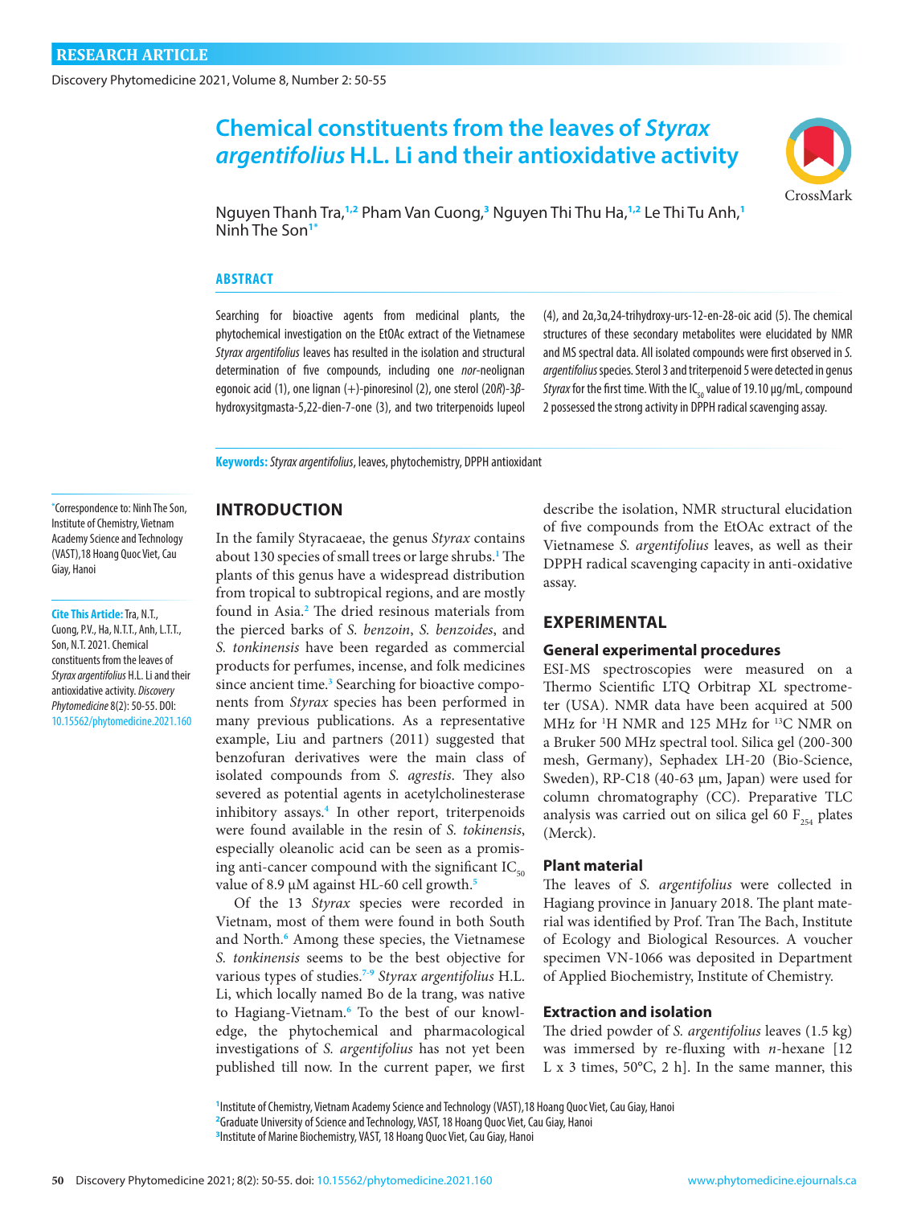RESEARCH ARTICLE

# Chemical constituents from the leaves of *Styrax argentifolius* H.L. Li and their antioxidative activity

Nguyen Thanh Tra,[1,2] Pham Van Cuong,[3] Nguyen Thi Thu Ha,[1,2] Le Thi Tu Anh,[1] Ninh The Son[1*]

## ABSTRACT

Searching for bioactive agents from medicinal plants, the phytochemical investigation on the EtOAc extract of the Vietnamese *Styrax argentifolius* leaves has resulted in the isolation and structural determination of five compounds, including one *nor*-neolignan egonoic acid (1), one lignan (+)-pinoresinol (2), one sterol (20*R*)-3*β*-hydroxysitgmasta-5,22-dien-7-one (3), and two triterpenoids lupeol (4), and 2α,3α,24-trihydroxy-urs-12-en-28-oic acid (5). The chemical structures of these secondary metabolites were elucidated by NMR and MS spectral data. All isolated compounds were first observed in *S. argentifolius* species. Sterol 3 and triterpenoid 5 were detected in genus *Styrax* for the first time. With the $IC_{50}$ value of 19.10 μg/mL, compound 2 possessed the strong activity in DPPH radical scavenging assay.

**Keywords:** *Styrax argentifolius*, leaves, phytochemistry, DPPH antioxidant

*Correspondence to: Ninh The Son, Institute of Chemistry, Vietnam Academy Science and Technology (VAST),18 Hoang Quoc Viet, Cau Giay, Hanoi

**Cite This Article:** Tra, N.T., Cuong, P.V., Ha, N.T.T., Anh, L.T.T., Son, N.T. 2021. Chemical constituents from the leaves of *Styrax argentifolius* H.L. Li and their antioxidative activity. *Discovery Phytomedicine* 8(2): 50-55. DOI: 10.15562/phytomedicine.2021.160

## INTRODUCTION

In the family Styracaeae, the genus *Styrax* contains about 130 species of small trees or large shrubs.[1] The plants of this genus have a widespread distribution from tropical to subtropical regions, and are mostly found in Asia.[2] The dried resinous materials from the pierced barks of *S. benzoin*, *S. benzoides*, and *S. tonkinensis* have been regarded as commercial products for perfumes, incense, and folk medicines since ancient time.[3] Searching for bioactive components from *Styrax* species has been performed in many previous publications. As a representative example, Liu and partners (2011) suggested that benzofuran derivatives were the main class of isolated compounds from *S. agrestis*. They also severed as potential agents in acetylcholinesterase inhibitory assays.[4] In other report, triterpenoids were found available in the resin of *S. tokinensis*, especially oleanolic acid can be seen as a promising anti-cancer compound with the significant $IC_{50}$ value of 8.9 μM against HL-60 cell growth.[5]

Of the 13 *Styrax* species were recorded in Vietnam, most of them were found in both South and North.[6] Among these species, the Vietnamese *S. tonkinensis* seems to be the best objective for various types of studies.[7-9] *Styrax argentifolius* H.L. Li, which locally named Bo de la trang, was native to Hagiang-Vietnam.[6] To the best of our knowledge, the phytochemical and pharmacological investigations of *S. argentifolius* has not yet been published till now. In the current paper, we first describe the isolation, NMR structural elucidation of five compounds from the EtOAc extract of the Vietnamese *S. argentifolius* leaves, as well as their DPPH radical scavenging capacity in anti-oxidative assay.

## EXPERIMENTAL

### General experimental procedures

ESI-MS spectroscopies were measured on a Thermo Scientific LTQ Orbitrap XL spectrometer (USA). NMR data have been acquired at 500 MHz for $^1$H NMR and 125 MHz for $^{13}$C NMR on a Bruker 500 MHz spectral tool. Silica gel (200-300 mesh, Germany), Sephadex LH-20 (Bio-Science, Sweden), RP-C18 (40-63 μm, Japan) were used for column chromatography (CC). Preparative TLC analysis was carried out on silica gel 60 $F_{254}$ plates (Merck).

### Plant material

The leaves of *S. argentifolius* were collected in Hagiang province in January 2018. The plant material was identified by Prof. Tran The Bach, Institute of Ecology and Biological Resources. A voucher specimen VN-1066 was deposited in Department of Applied Biochemistry, Institute of Chemistry.

### Extraction and isolation

The dried powder of *S. argentifolius* leaves (1.5 kg) was immersed by re-fluxing with *n*-hexane [12 L x 3 times, 50°C, 2 h]. In the same manner, this

[1]Institute of Chemistry, Vietnam Academy Science and Technology (VAST),18 Hoang Quoc Viet, Cau Giay, Hanoi
[2]Graduate University of Science and Technology, VAST, 18 Hoang Quoc Viet, Cau Giay, Hanoi
[3]Institute of Marine Biochemistry, VAST, 18 Hoang Quoc Viet, Cau Giay, Hanoi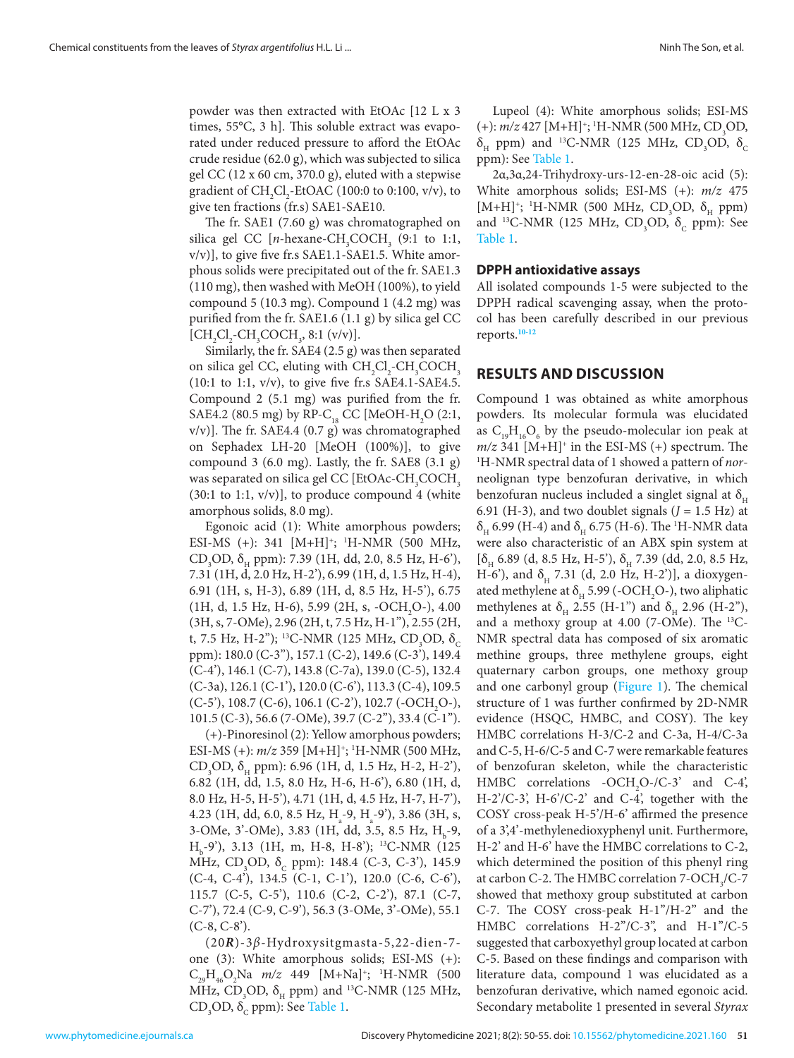powder was then extracted with EtOAc [12 L x 3 times, 55°C, 3 h]. This soluble extract was evaporated under reduced pressure to afford the EtOAc crude residue (62.0 g), which was subjected to silica gel CC (12 x 60 cm, 370.0 g), eluted with a stepwise gradient of $CH_2Cl_2$-EtOAC (100:0 to 0:100, v/v), to give ten fractions (fr.s) SAE1-SAE10.

The fr. SAE1 (7.60 g) was chromatographed on silica gel CC [*n*-hexane-$CH_3COCH_3$ (9:1 to 1:1, v/v)], to give five fr.s SAE1.1-SAE1.5. White amorphous solids were precipitated out of the fr. SAE1.3 (110 mg), then washed with MeOH (100%), to yield compound 5 (10.3 mg). Compound 1 (4.2 mg) was purified from the fr. SAE1.6 (1.1 g) by silica gel CC [$CH_2Cl_2$-$CH_3COCH_3$, 8:1 (v/v)].

Similarly, the fr. SAE4 (2.5 g) was then separated on silica gel CC, eluting with $CH_2Cl_2$-$CH_3COCH_3$ (10:1 to 1:1, v/v), to give five fr.s SAE4.1-SAE4.5. Compound 2 (5.1 mg) was purified from the fr. SAE4.2 (80.5 mg) by RP-$C_{18}$ CC [MeOH-$H_2O$ (2:1, v/v)]. The fr. SAE4.4 (0.7 g) was chromatographed on Sephadex LH-20 [MeOH (100%)], to give compound 3 (6.0 mg). Lastly, the fr. SAE8 (3.1 g) was separated on silica gel CC [EtOAc-$CH_3COCH_3$ (30:1 to 1:1, v/v)], to produce compound 4 (white amorphous solids, 8.0 mg).

Egonoic acid (1): White amorphous powders; ESI-MS (+): 341 $[M+H]^+$; $^1$H-NMR (500 MHz, $CD_3OD$, $\delta_H$ ppm): 7.39 (1H, dd, 2.0, 8.5 Hz, H-6'), 7.31 (1H, d, 2.0 Hz, H-2'), 6.99 (1H, d, 1.5 Hz, H-4), 6.91 (1H, s, H-3), 6.89 (1H, d, 8.5 Hz, H-5'), 6.75 (1H, d, 1.5 Hz, H-6), 5.99 (2H, s, -$OCH_2O$-), 4.00 (3H, s, 7-OMe), 2.96 (2H, t, 7.5 Hz, H-1"), 2.55 (2H, t, 7.5 Hz, H-2"); $^{13}$C-NMR (125 MHz, $CD_3OD$, $\delta_C$ ppm): 180.0 (C-3"), 157.1 (C-2), 149.6 (C-3'), 149.4 (C-4'), 146.1 (C-7), 143.8 (C-7a), 139.0 (C-5), 132.4 (C-3a), 126.1 (C-1'), 120.0 (C-6'), 113.3 (C-4), 109.5 (C-5'), 108.7 (C-6), 106.1 (C-2'), 102.7 (-$OCH_2O$-), 101.5 (C-3), 56.6 (7-OMe), 39.7 (C-2"), 33.4 (C-1").

(+)-Pinoresinol (2): Yellow amorphous powders; ESI-MS (+): *m/z* 359 $[M+H]^+$; $^1$H-NMR (500 MHz, $CD_3OD$, $\delta_H$ ppm): 6.96 (1H, d, 1.5 Hz, H-2, H-2'), 6.82 (1H, dd, 1.5, 8.0 Hz, H-6, H-6'), 6.80 (1H, d, 8.0 Hz, H-5, H-5'), 4.71 (1H, d, 4.5 Hz, H-7, H-7'), 4.23 (1H, dd, 6.0, 8.5 Hz, $H_a$-9, $H_a$-9'), 3.86 (3H, s, 3-OMe, 3'-OMe), 3.83 (1H, dd, 3.5, 8.5 Hz, $H_b$-9, $H_b$-9'), 3.13 (1H, m, H-8, H-8'); $^{13}$C-NMR (125 MHz, $CD_3OD$, $\delta_C$ ppm): 148.4 (C-3, C-3'), 145.9 (C-4, C-4'), 134.5 (C-1, C-1'), 120.0 (C-6, C-6'), 115.7 (C-5, C-5'), 110.6 (C-2, C-2'), 87.1 (C-7, C-7'), 72.4 (C-9, C-9'), 56.3 (3-OMe, 3'-OMe), 55.1 (C-8, C-8').

(20***R***)-3*β*-Hydroxysitgmasta-5,22-dien-7-one (3): White amorphous solids; ESI-MS (+): $C_{29}H_{46}O_2Na$ *m/z* 449 $[M+Na]^+$; $^1$H-NMR (500 MHz, $CD_3OD$, $\delta_H$ ppm) and $^{13}$C-NMR (125 MHz, $CD_3OD$, $\delta_C$ ppm): See Table 1.

Lupeol (4): White amorphous solids; ESI-MS (+): *m/z* 427 $[M+H]^+$; $^1$H-NMR (500 MHz, $CD_3OD$, $\delta_H$ ppm) and $^{13}$C-NMR (125 MHz, $CD_3OD$, $\delta_C$ ppm): See Table 1.

2α,3α,24-Trihydroxy-urs-12-en-28-oic acid (5): White amorphous solids; ESI-MS (+): *m/z* 475 $[M+H]^+$; $^1$H-NMR (500 MHz, $CD_3OD$, $\delta_H$ ppm) and $^{13}$C-NMR (125 MHz, $CD_3OD$, $\delta_C$ ppm): See Table 1.

### DPPH antioxidative assays

All isolated compounds 1-5 were subjected to the DPPH radical scavenging assay, when the protocol has been carefully described in our previous reports.[10-12]

## RESULTS AND DISCUSSION

Compound 1 was obtained as white amorphous powders. Its molecular formula was elucidated as $C_{19}H_{16}O_6$ by the pseudo-molecular ion peak at *m/z* 341 $[M+H]^+$ in the ESI-MS (+) spectrum. The $^1$H-NMR spectral data of 1 showed a pattern of *nor*-neolignan type benzofuran derivative, in which benzofuran nucleus included a singlet signal at $\delta_H$ 6.91 (H-3), and two doublet signals ($J$ = 1.5 Hz) at $\delta_H$ 6.99 (H-4) and $\delta_H$ 6.75 (H-6). The $^1$H-NMR data were also characteristic of an ABX spin system at [$\delta_H$ 6.89 (d, 8.5 Hz, H-5'), $\delta_H$ 7.39 (dd, 2.0, 8.5 Hz, H-6'), and $\delta_H$ 7.31 (d, 2.0 Hz, H-2')], a dioxygenated methylene at $\delta_H$ 5.99 (-$OCH_2O$-), two aliphatic methylenes at $\delta_H$ 2.55 (H-1") and $\delta_H$ 2.96 (H-2"), and a methoxy group at 4.00 (7-OMe). The $^{13}$C-NMR spectral data has composed of six aromatic methine groups, three methylene groups, eight quaternary carbon groups, one methoxy group and one carbonyl group (Figure 1). The chemical structure of 1 was further confirmed by 2D-NMR evidence (HSQC, HMBC, and COSY). The key HMBC correlations H-3/C-2 and C-3a, H-4/C-3a and C-5, H-6/C-5 and C-7 were remarkable features of benzofuran skeleton, while the characteristic HMBC correlations -$OCH_2O$-/C-3' and C-4', H-2'/C-3', H-6'/C-2' and C-4', together with the COSY cross-peak H-5'/H-6' affirmed the presence of a 3',4'-methylenedioxyphenyl unit. Furthermore, H-2' and H-6' have the HMBC correlations to C-2, which determined the position of this phenyl ring at carbon C-2. The HMBC correlation 7-$OCH_3$/C-7 showed that methoxy group substituted at carbon C-7. The COSY cross-peak H-1"/H-2" and the HMBC correlations H-2"/C-3", and H-1"/C-5 suggested that carboxyethyl group located at carbon C-5. Based on these findings and comparison with literature data, compound 1 was elucidated as a benzofuran derivative, which named egonoic acid. Secondary metabolite 1 presented in several *Styrax*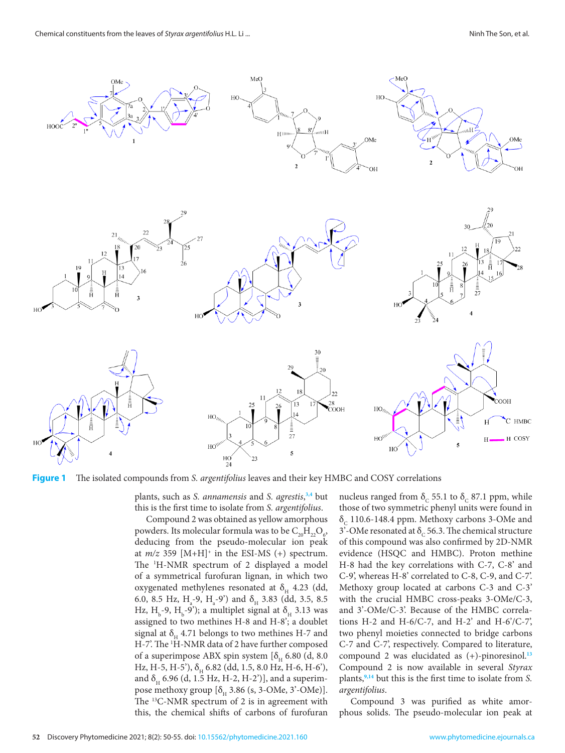**Figure 1** The isolated compounds from *S. argentifolius* leaves and their key HMBC and COSY correlations

plants, such as *S. annamensis* and *S. agrestis*,[3,4] but this is the first time to isolate from *S. argentifolius*.

Compound 2 was obtained as yellow amorphous powders. Its molecular formula was to be $C_{20}H_{22}O_6$, deducing from the pseudo-molecular ion peak at *m/z* 359 [M+H]$^+$ in the ESI-MS (+) spectrum. The $^1$H-NMR spectrum of 2 displayed a model of a symmetrical furofuran lignan, in which two oxygenated methylenes resonated at $\delta_H$ 4.23 (dd, 6.0, 8.5 Hz, $H_a$-9, $H_a$-9') and $\delta_H$ 3.83 (dd, 3.5, 8.5 Hz, $H_b$-9, $H_b$-9'); a multiplet signal at $\delta_H$ 3.13 was assigned to two methines H-8 and H-8'; a doublet signal at $\delta_H$ 4.71 belongs to two methines H-7 and H-7'. The $^1$H-NMR data of 2 have further composed of a superimpose ABX spin system [$\delta_H$ 6.80 (d, 8.0 Hz, H-5, H-5'), $\delta_H$ 6.82 (dd, 1.5, 8.0 Hz, H-6, H-6'), and $\delta_H$ 6.96 (d, 1.5 Hz, H-2, H-2')], and a superimpose methoxy group [$\delta_H$ 3.86 (s, 3-OMe, 3'-OMe)]. The $^{13}$C-NMR spectrum of 2 is in agreement with this, the chemical shifts of carbons of furofuran nucleus ranged from $\delta_C$ 55.1 to $\delta_C$ 87.1 ppm, while those of two symmetric phenyl units were found in $\delta_C$ 110.6-148.4 ppm. Methoxy carbons 3-OMe and 3'-OMe resonated at $\delta_C$ 56.3. The chemical structure of this compound was also confirmed by 2D-NMR evidence (HSQC and HMBC). Proton methine H-8 had the key correlations with C-7, C-8' and C-9', whereas H-8' correlated to C-8, C-9, and C-7'. Methoxy group located at carbons C-3 and C-3' with the crucial HMBC cross-peaks 3-OMe/C-3, and 3'-OMe/C-3'. Because of the HMBC correlations H-2 and H-6/C-7, and H-2' and H-6'/C-7', two phenyl moieties connected to bridge carbons C-7 and C-7', respectively. Compared to literature, compound 2 was elucidated as (+)-pinoresinol.[13] Compound 2 is now available in several *Styrax* plants,[9,14] but this is the first time to isolate from *S. argentifolius*.

Compound 3 was purified as white amorphous solids. The pseudo-molecular ion peak at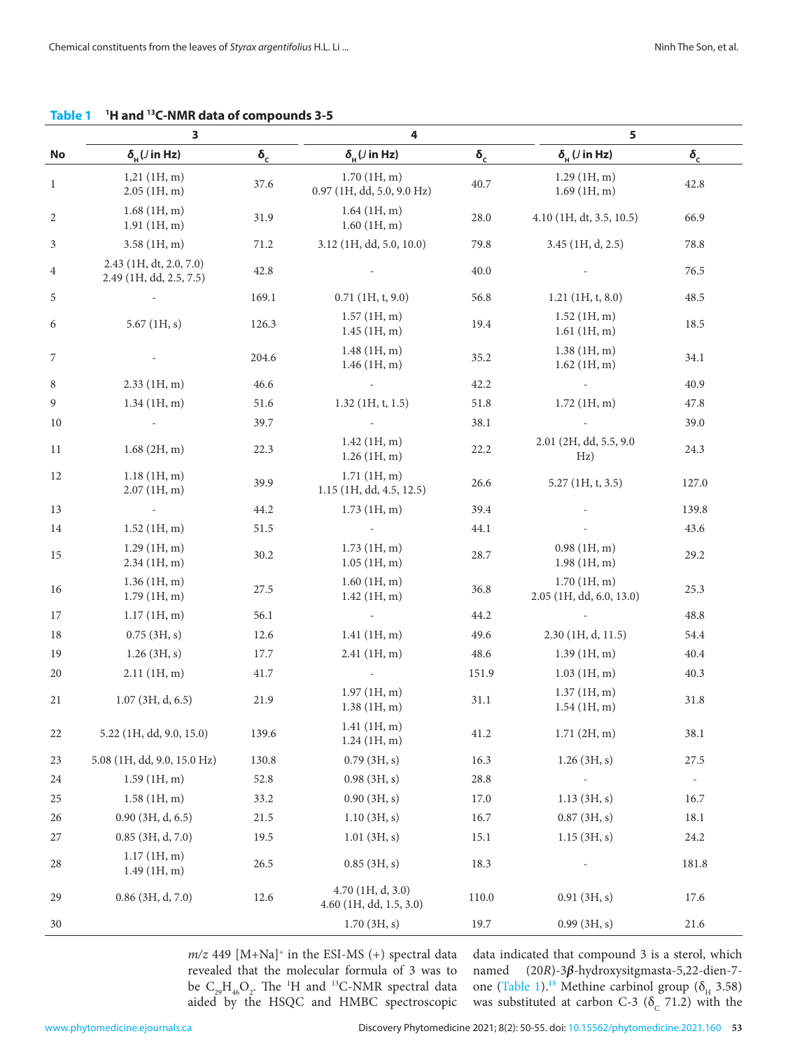**Table 1** $^{1}$H and $^{13}$C-NMR data of compounds 3-5

| | 3 | | 4 | | 5 | |
|---|---|---|---|---|---|---|
| No | $\delta_H$ (*J* in Hz) | $\delta_C$ | $\delta_H$ (*J* in Hz) | $\delta_C$ | $\delta_H$ (*J* in Hz) | $\delta_C$ |
| 1 | 1,21 (1H, m)<br>2.05 (1H, m) | 37.6 | 1.70 (1H, m)<br>0.97 (1H, dd, 5.0, 9.0 Hz) | 40.7 | 1.29 (1H, m)<br>1.69 (1H, m) | 42.8 |
| 2 | 1.68 (1H, m)<br>1.91 (1H, m) | 31.9 | 1.64 (1H, m)<br>1.60 (1H, m) | 28.0 | 4.10 (1H, dt, 3.5, 10.5) | 66.9 |
| 3 | 3.58 (1H, m) | 71.2 | 3.12 (1H, dd, 5.0, 10.0) | 79.8 | 3.45 (1H, d, 2.5) | 78.8 |
| 4 | 2.43 (1H, dt, 2.0, 7.0)<br>2.49 (1H, dd, 2.5, 7.5) | 42.8 | - | 40.0 | - | 76.5 |
| 5 | - | 169.1 | 0.71 (1H, t, 9.0) | 56.8 | 1.21 (1H, t, 8.0) | 48.5 |
| 6 | 5.67 (1H, s) | 126.3 | 1.57 (1H, m)<br>1.45 (1H, m) | 19.4 | 1.52 (1H, m)<br>1.61 (1H, m) | 18.5 |
| 7 | - | 204.6 | 1.48 (1H, m)<br>1.46 (1H, m) | 35.2 | 1.38 (1H, m)<br>1.62 (1H, m) | 34.1 |
| 8 | 2.33 (1H, m) | 46.6 | - | 42.2 | - | 40.9 |
| 9 | 1.34 (1H, m) | 51.6 | 1.32 (1H, t, 1.5) | 51.8 | 1.72 (1H, m) | 47.8 |
| 10 | - | 39.7 | - | 38.1 | - | 39.0 |
| 11 | 1.68 (2H, m) | 22.3 | 1.42 (1H, m)<br>1.26 (1H, m) | 22.2 | 2.01 (2H, dd, 5.5, 9.0 Hz) | 24.3 |
| 12 | 1.18 (1H, m)<br>2.07 (1H, m) | 39.9 | 1.71 (1H, m)<br>1.15 (1H, dd, 4.5, 12.5) | 26.6 | 5.27 (1H, t, 3.5) | 127.0 |
| 13 | - | 44.2 | 1.73 (1H, m) | 39.4 | - | 139.8 |
| 14 | 1.52 (1H, m) | 51.5 | - | 44.1 | - | 43.6 |
| 15 | 1.29 (1H, m)<br>2.34 (1H, m) | 30.2 | 1.73 (1H, m)<br>1.05 (1H, m) | 28.7 | 0.98 (1H, m)<br>1.98 (1H, m) | 29.2 |
| 16 | 1.36 (1H, m)<br>1.79 (1H, m) | 27.5 | 1.60 (1H, m)<br>1.42 (1H, m) | 36.8 | 1.70 (1H, m)<br>2.05 (1H, dd, 6.0, 13.0) | 25.3 |
| 17 | 1.17 (1H, m) | 56.1 | - | 44.2 | - | 48.8 |
| 18 | 0.75 (3H, s) | 12.6 | 1.41 (1H, m) | 49.6 | 2.30 (1H, d, 11.5) | 54.4 |
| 19 | 1.26 (3H, s) | 17.7 | 2.41 (1H, m) | 48.6 | 1.39 (1H, m) | 40.4 |
| 20 | 2.11 (1H, m) | 41.7 | - | 151.9 | 1.03 (1H, m) | 40.3 |
| 21 | 1.07 (3H, d, 6.5) | 21.9 | 1.97 (1H, m)<br>1.38 (1H, m) | 31.1 | 1.37 (1H, m)<br>1.54 (1H, m) | 31.8 |
| 22 | 5.22 (1H, dd, 9.0, 15.0) | 139.6 | 1.41 (1H, m)<br>1.24 (1H, m) | 41.2 | 1.71 (2H, m) | 38.1 |
| 23 | 5.08 (1H, dd, 9.0, 15.0 Hz) | 130.8 | 0.79 (3H, s) | 16.3 | 1.26 (3H, s) | 27.5 |
| 24 | 1.59 (1H, m) | 52.8 | 0.98 (3H, s) | 28.8 | - | - |
| 25 | 1.58 (1H, m) | 33.2 | 0.90 (3H, s) | 17.0 | 1.13 (3H, s) | 16.7 |
| 26 | 0.90 (3H, d, 6.5) | 21.5 | 1.10 (3H, s) | 16.7 | 0.87 (3H, s) | 18.1 |
| 27 | 0.85 (3H, d, 7.0) | 19.5 | 1.01 (3H, s) | 15.1 | 1.15 (3H, s) | 24.2 |
| 28 | 1.17 (1H, m)<br>1.49 (1H, m) | 26.5 | 0.85 (3H, s) | 18.3 | - | 181.8 |
| 29 | 0.86 (3H, d, 7.0) | 12.6 | 4.70 (1H, d, 3.0)<br>4.60 (1H, dd, 1.5, 3.0) | 110.0 | 0.91 (3H, s) | 17.6 |
| 30 | | | 1.70 (3H, s) | 19.7 | 0.99 (3H, s) | 21.6 |

*m/z* 449 $[M+Na]^+$ in the ESI-MS (+) spectral data revealed that the molecular formula of 3 was to be $C_{29}H_{46}O_2$. The $^{1}$H and $^{13}$C-NMR spectral data aided by the HSQC and HMBC spectroscopic data indicated that compound 3 is a sterol, which named (20*R*)-3*β*-hydroxysitgmasta-5,22-dien-7-one (Table 1).[15] Methine carbinol group ($\delta_H$ 3.58) was substituted at carbon C-3 ($\delta_C$ 71.2) with the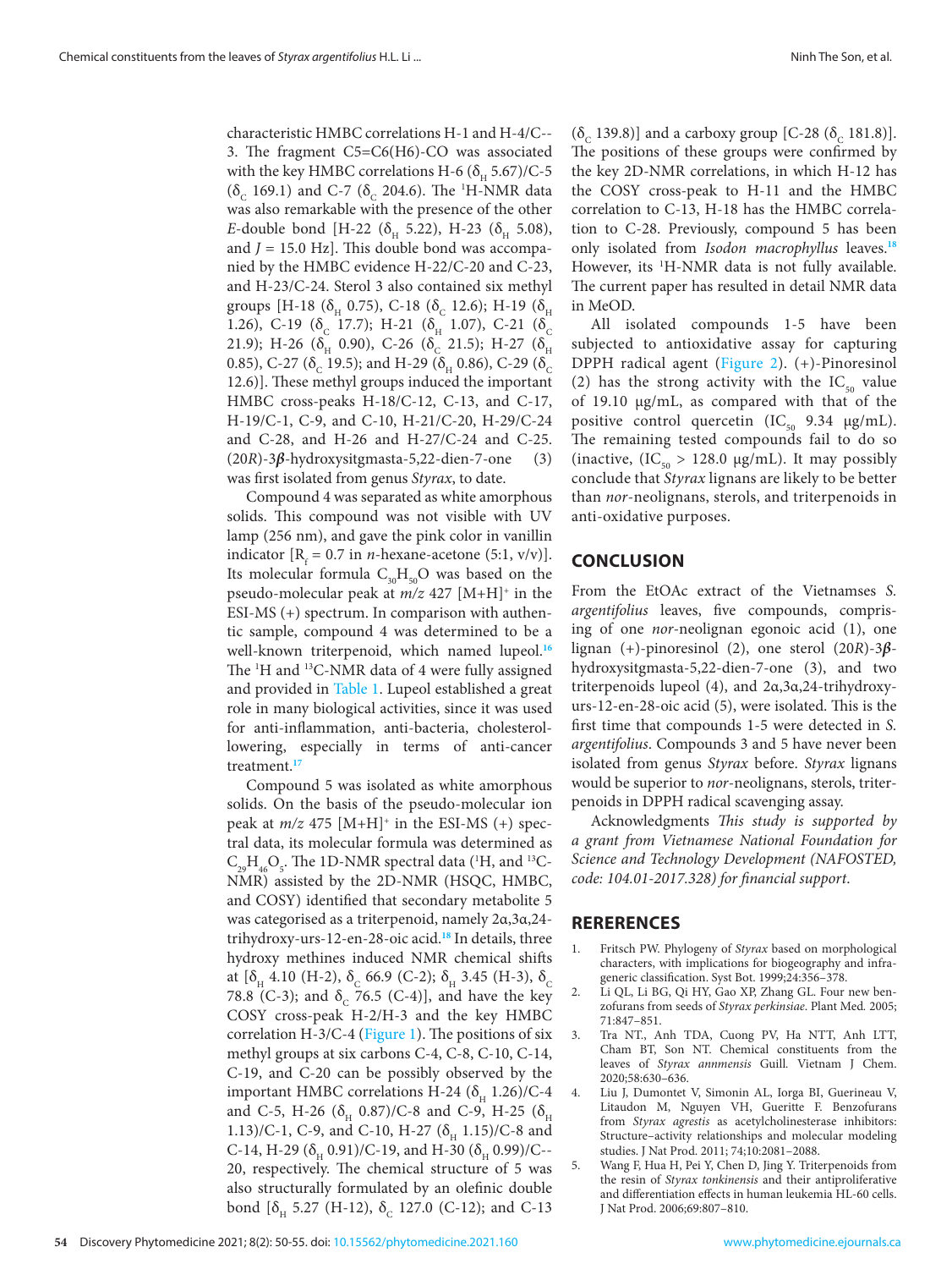characteristic HMBC correlations H-1 and H-4/C-3. The fragment C5=C6(H6)-CO was associated with the key HMBC correlations H-6 ($\delta_H$ 5.67)/C-5 ($\delta_C$ 169.1) and C-7 ($\delta_C$ 204.6). The $^1$H-NMR data was also remarkable with the presence of the other *E*-double bond [H-22 ($\delta_H$ 5.22), H-23 ($\delta_H$ 5.08), and $J$ = 15.0 Hz]. This double bond was accompanied by the HMBC evidence H-22/C-20 and C-23, and H-23/C-24. Sterol 3 also contained six methyl groups [H-18 ($\delta_H$ 0.75), C-18 ($\delta_C$ 12.6); H-19 ($\delta_H$ 1.26), C-19 ($\delta_C$ 17.7); H-21 ($\delta_H$ 1.07), C-21 ($\delta_C$ 21.9); H-26 ($\delta_H$ 0.90), C-26 ($\delta_C$ 21.5); H-27 ($\delta_H$ 0.85), C-27 ($\delta_C$ 19.5); and H-29 ($\delta_H$ 0.86), C-29 ($\delta_C$ 12.6)]. These methyl groups induced the important HMBC cross-peaks H-18/C-12, C-13, and C-17, H-19/C-1, C-9, and C-10, H-21/C-20, H-29/C-24 and C-28, and H-26 and H-27/C-24 and C-25. (20*R*)-3***β***-hydroxysitgmasta-5,22-dien-7-one (3) was first isolated from genus *Styrax*, to date.

Compound 4 was separated as white amorphous solids. This compound was not visible with UV lamp (256 nm), and gave the pink color in vanillin indicator [$R_f$ = 0.7 in *n*-hexane-acetone (5:1, v/v)]. Its molecular formula $C_{30}H_{50}O$ was based on the pseudo-molecular peak at *m/z* 427 $[M+H]^+$ in the ESI-MS (+) spectrum. In comparison with authentic sample, compound 4 was determined to be a well-known triterpenoid, which named lupeol.[16] The $^1$H and $^{13}$C-NMR data of 4 were fully assigned and provided in Table 1. Lupeol established a great role in many biological activities, since it was used for anti-inflammation, anti-bacteria, cholesterol-lowering, especially in terms of anti-cancer treatment.[17]

Compound 5 was isolated as white amorphous solids. On the basis of the pseudo-molecular ion peak at *m/z* 475 $[M+H]^+$ in the ESI-MS (+) spectral data, its molecular formula was determined as $C_{29}H_{46}O_5$. The 1D-NMR spectral data ($^1$H, and $^{13}$C-NMR) assisted by the 2D-NMR (HSQC, HMBC, and COSY) identified that secondary metabolite 5 was categorised as a triterpenoid, namely 2α,3α,24-trihydroxy-urs-12-en-28-oic acid.[18] In details, three hydroxy methines induced NMR chemical shifts at [$\delta_H$ 4.10 (H-2), $\delta_C$ 66.9 (C-2); $\delta_H$ 3.45 (H-3), $\delta_C$ 78.8 (C-3); and $\delta_C$ 76.5 (C-4)], and have the key COSY cross-peak H-2/H-3 and the key HMBC correlation H-3/C-4 (Figure 1). The positions of six methyl groups at six carbons C-4, C-8, C-10, C-14, C-19, and C-20 can be possibly observed by the important HMBC correlations H-24 ($\delta_H$ 1.26)/C-4 and C-5, H-26 ($\delta_H$ 0.87)/C-8 and C-9, H-25 ($\delta_H$ 1.13)/C-1, C-9, and C-10, H-27 ($\delta_H$ 1.15)/C-8 and C-14, H-29 ($\delta_H$ 0.91)/C-19, and H-30 ($\delta_H$ 0.99)/C-20, respectively. The chemical structure of 5 was also structurally formulated by an olefinic double bond [$\delta_H$ 5.27 (H-12), $\delta_C$ 127.0 (C-12); and C-13 ($\delta_C$ 139.8)] and a carboxy group [C-28 ($\delta_C$ 181.8)]. The positions of these groups were confirmed by the key 2D-NMR correlations, in which H-12 has the COSY cross-peak to H-11 and the HMBC correlation to C-13, H-18 has the HMBC correlation to C-28. Previously, compound 5 has been only isolated from *Isodon macrophyllus* leaves.[18] However, its $^1$H-NMR data is not fully available. The current paper has resulted in detail NMR data in MeOD.

All isolated compounds 1-5 have been subjected to antioxidative assay for capturing DPPH radical agent (Figure 2). (+)-Pinoresinol (2) has the strong activity with the $IC_{50}$ value of 19.10 μg/mL, as compared with that of the positive control quercetin ($IC_{50}$ 9.34 μg/mL). The remaining tested compounds fail to do so (inactive, ($IC_{50}$ > 128.0 μg/mL). It may possibly conclude that *Styrax* lignans are likely to be better than *nor*-neolignans, sterols, and triterpenoids in anti-oxidative purposes.

## CONCLUSION

From the EtOAc extract of the Vietnamses *S. argentifolius* leaves, five compounds, comprising of one *nor*-neolignan egonoic acid (1), one lignan (+)-pinoresinol (2), one sterol (20*R*)-3***β***-hydroxysitgmasta-5,22-dien-7-one (3), and two triterpenoids lupeol (4), and 2α,3α,24-trihydroxy-urs-12-en-28-oic acid (5), were isolated. This is the first time that compounds 1-5 were detected in *S. argentifolius*. Compounds 3 and 5 have never been isolated from genus *Styrax* before. *Styrax* lignans would be superior to *nor*-neolignans, sterols, triterpenoids in DPPH radical scavenging assay.

Acknowledgments *This study is supported by a grant from Vietnamese National Foundation for Science and Technology Development (NAFOSTED, code: 104.01-2017.328) for financial support*.

## RERERENCES

1. Fritsch PW. Phylogeny of *Styrax* based on morphological characters, with implications for biogeography and infrageneric classification. Syst Bot. 1999;24:356–378.
2. Li QL, Li BG, Qi HY, Gao XP, Zhang GL. Four new benzofurans from seeds of *Styrax perkinsiae*. Plant Med. 2005; 71:847–851.
3. Tra NT., Anh TDA, Cuong PV, Ha NTT, Anh LTT, Cham BT, Son NT. Chemical constituents from the leaves of *Styrax annmensis* Guill. Vietnam J Chem. 2020;58:630–636.
4. Liu J, Dumontet V, Simonin AL, Iorga BI, Guerineau V, Litaudon M, Nguyen VH, Gueritte F. Benzofurans from *Styrax agrestis* as acetylcholinesterase inhibitors: Structure–activity relationships and molecular modeling studies. J Nat Prod. 2011; 74;10:2081–2088.
5. Wang F, Hua H, Pei Y, Chen D, Jing Y. Triterpenoids from the resin of *Styrax tonkinensis* and their antiproliferative and differentiation effects in human leukemia HL-60 cells. J Nat Prod. 2006;69:807–810.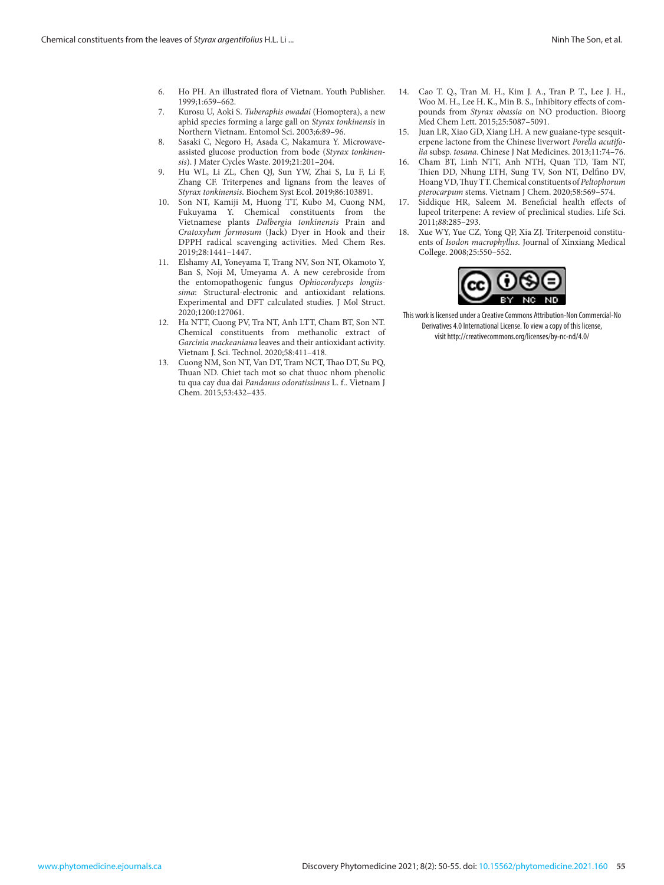6. Ho PH. An illustrated flora of Vietnam. Youth Publisher. 1999;1:659–662.
7. Kurosu U, Aoki S. *Tuberaphis owadai* (Homoptera), a new aphid species forming a large gall on *Styrax tonkinensis* in Northern Vietnam. Entomol Sci. 2003;6:89–96.
8. Sasaki C, Negoro H, Asada C, Nakamura Y. Microwave-assisted glucose production from bode (*Styrax tonkinensis*). J Mater Cycles Waste. 2019;21:201–204.
9. Hu WL, Li ZL, Chen QJ, Sun YW, Zhai S, Lu F, Li F, Zhang CF. Triterpenes and lignans from the leaves of *Styrax tonkinensis*. Biochem Syst Ecol. 2019;86:103891.
10. Son NT, Kamiji M, Huong TT, Kubo M, Cuong NM, Fukuyama Y. Chemical constituents from the Vietnamese plants *Dalbergia tonkinensis* Prain and *Cratoxylum formosum* (Jack) Dyer in Hook and their DPPH radical scavenging activities. Med Chem Res. 2019;28:1441–1447.
11. Elshamy AI, Yoneyama T, Trang NV, Son NT, Okamoto Y, Ban S, Noji M, Umeyama A. A new cerebroside from the entomopathogenic fungus *Ophiocordyceps longiissima*: Structural-electronic and antioxidant relations. Experimental and DFT calculated studies. J Mol Struct. 2020;1200:127061.
12. Ha NTT, Cuong PV, Tra NT, Anh LTT, Cham BT, Son NT. Chemical constituents from methanolic extract of *Garcinia mackeaniana* leaves and their antioxidant activity. Vietnam J. Sci. Technol. 2020;58:411–418.
13. Cuong NM, Son NT, Van DT, Tram NCT, Thao DT, Su PQ, Thuan ND. Chiet tach mot so chat thuoc nhom phenolic tu qua cay dua dai *Pandanus odoratissimus* L. f.. Vietnam J Chem. 2015;53:432–435.
14. Cao T. Q., Tran M. H., Kim J. A., Tran P. T., Lee J. H., Woo M. H., Lee H. K., Min B. S., Inhibitory effects of compounds from *Styrax obassia* on NO production. Bioorg Med Chem Lett. 2015;25:5087–5091.
15. Juan LR, Xiao GD, Xiang LH. A new guaiane-type sesquiterpene lactone from the Chinese liverwort *Porella acutifolia* subsp. *tosana*. Chinese J Nat Medicines. 2013;11:74–76.
16. Cham BT, Linh NTT, Anh NTH, Quan TD, Tam NT, Thien DD, Nhung LTH, Sung TV, Son NT, Delfino DV, Hoang VD, Thuy TT. Chemical constituents of *Peltophorum pterocarpum* stems. Vietnam J Chem. 2020;58:569–574.
17. Siddique HR, Saleem M. Beneficial health effects of lupeol triterpene: A review of preclinical studies. Life Sci. 2011;88:285–293.
18. Xue WY, Yue CZ, Yong QP, Xia ZJ. Triterpenoid constituents of *Isodon macrophyllus*. Journal of Xinxiang Medical College. 2008;25:550–552.

This work is licensed under a Creative Commons Attribution-Non Commercial-No Derivatives 4.0 International License. To view a copy of this license, visit http://creativecommons.org/licenses/by-nc-nd/4.0/